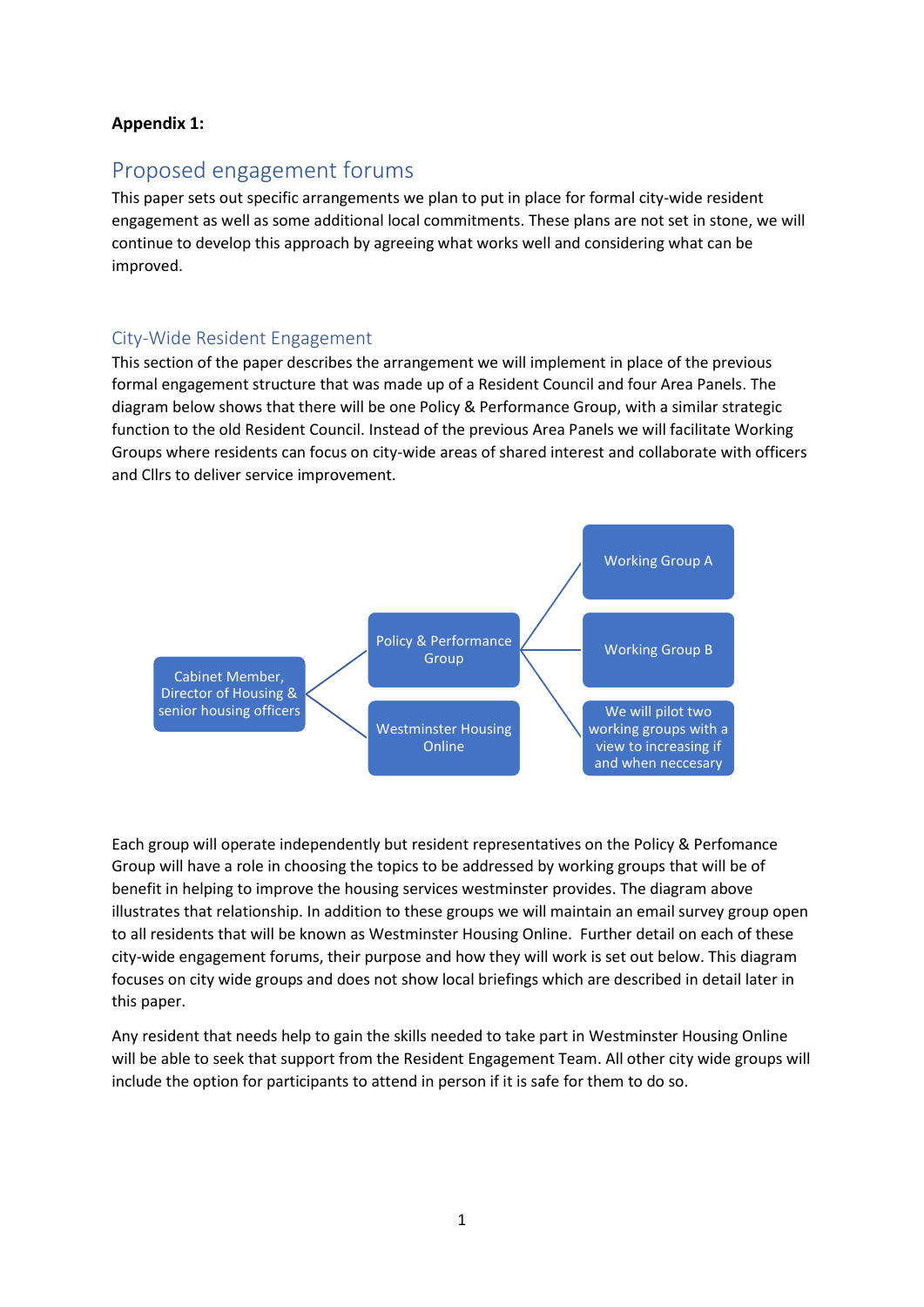**Appendix 1:**

# Proposed engagement forums

This paper sets out specific arrangements we plan to put in place for formal city-wide resident engagement as well as some additional local commitments. These plans are not set in stone, we will continue to develop this approach by agreeing what works well and considering what can be improved.

## City-Wide Resident Engagement

This section of the paper describes the arrangement we will implement in place of the previous formal engagement structure that was made up of a Resident Council and four Area Panels. The diagram below shows that there will be one Policy & Performance Group, with a similar strategic function to the old Resident Council. Instead of the previous Area Panels we will facilitate Working Groups where residents can focus on city-wide areas of shared interest and collaborate with officers and Cllrs to deliver service improvement.

- Cabinet Member, Director of Housing & senior housing officers
  - Policy & Performance Group
    - Working Group A
    - Working Group B
    - We will pilot two working groups with a view to increasing if and when neccesary
  - Westminster Housing Online

Each group will operate independently but resident representatives on the Policy & Perfomance Group will have a role in choosing the topics to be addressed by working groups that will be of benefit in helping to improve the housing services westminster provides. The diagram above illustrates that relationship. In addition to these groups we will maintain an email survey group open to all residents that will be known as Westminster Housing Online. Further detail on each of these city-wide engagement forums, their purpose and how they will work is set out below. This diagram focuses on city wide groups and does not show local briefings which are described in detail later in this paper.

Any resident that needs help to gain the skills needed to take part in Westminster Housing Online will be able to seek that support from the Resident Engagement Team. All other city wide groups will include the option for participants to attend in person if it is safe for them to do so.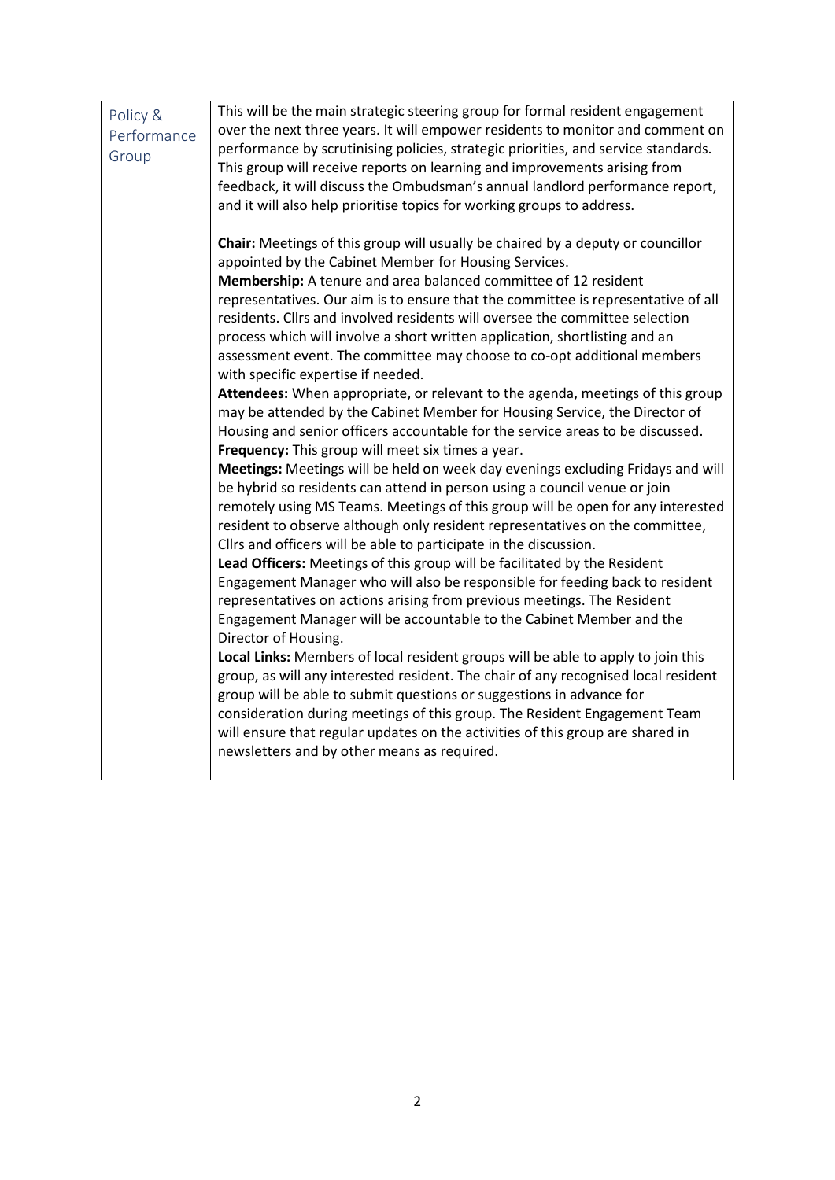| Policy & Performance Group | This will be the main strategic steering group for formal resident engagement over the next three years. It will empower residents to monitor and comment on performance by scrutinising policies, strategic priorities, and service standards. This group will receive reports on learning and improvements arising from feedback, it will discuss the Ombudsman's annual landlord performance report, and it will also help prioritise topics for working groups to address.<br><br>**Chair:** Meetings of this group will usually be chaired by a deputy or councillor appointed by the Cabinet Member for Housing Services.<br>**Membership:** A tenure and area balanced committee of 12 resident representatives. Our aim is to ensure that the committee is representative of all residents. Cllrs and involved residents will oversee the committee selection process which will involve a short written application, shortlisting and an assessment event. The committee may choose to co-opt additional members with specific expertise if needed.<br>**Attendees:** When appropriate, or relevant to the agenda, meetings of this group may be attended by the Cabinet Member for Housing Service, the Director of Housing and senior officers accountable for the service areas to be discussed.<br>**Frequency:** This group will meet six times a year.<br>**Meetings:** Meetings will be held on week day evenings excluding Fridays and will be hybrid so residents can attend in person using a council venue or join remotely using MS Teams. Meetings of this group will be open for any interested resident to observe although only resident representatives on the committee, Cllrs and officers will be able to participate in the discussion.<br>**Lead Officers:** Meetings of this group will be facilitated by the Resident Engagement Manager who will also be responsible for feeding back to resident representatives on actions arising from previous meetings. The Resident Engagement Manager will be accountable to the Cabinet Member and the Director of Housing.<br>**Local Links:** Members of local resident groups will be able to apply to join this group, as will any interested resident. The chair of any recognised local resident group will be able to submit questions or suggestions in advance for consideration during meetings of this group. The Resident Engagement Team will ensure that regular updates on the activities of this group are shared in newsletters and by other means as required. |
|---|---|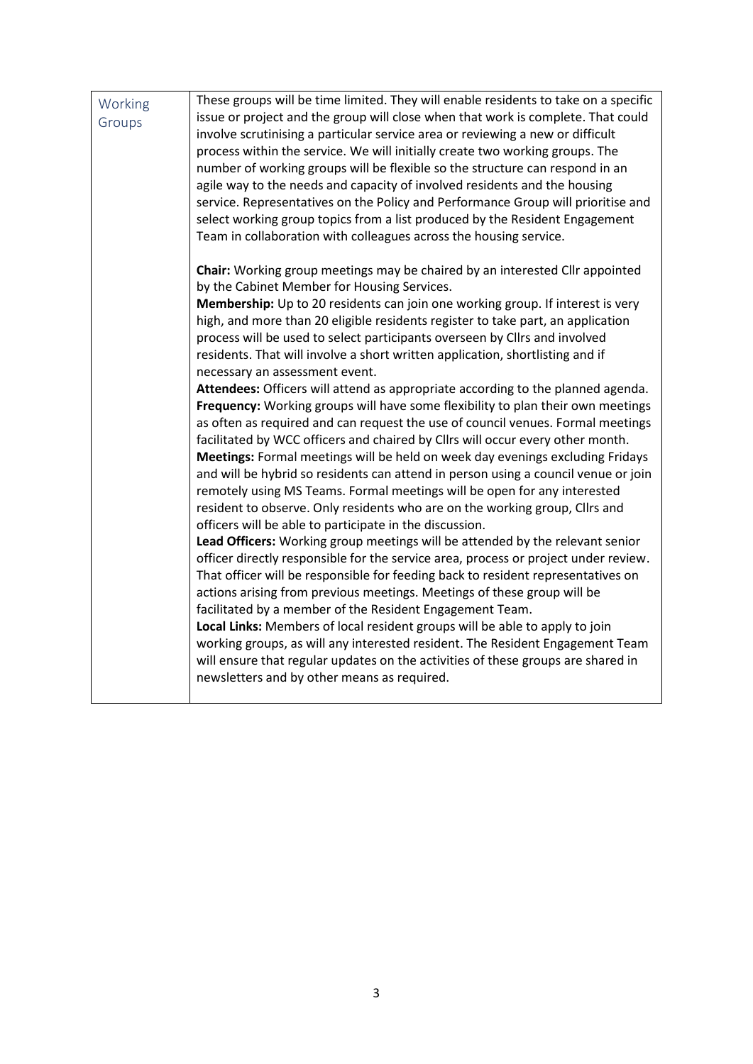| Working Groups | These groups will be time limited. They will enable residents to take on a specific issue or project and the group will close when that work is complete. That could involve scrutinising a particular service area or reviewing a new or difficult process within the service. We will initially create two working groups. The number of working groups will be flexible so the structure can respond in an agile way to the needs and capacity of involved residents and the housing service. Representatives on the Policy and Performance Group will prioritise and select working group topics from a list produced by the Resident Engagement Team in collaboration with colleagues across the housing service.<br><br>**Chair:** Working group meetings may be chaired by an interested Cllr appointed by the Cabinet Member for Housing Services.<br>**Membership:** Up to 20 residents can join one working group. If interest is very high, and more than 20 eligible residents register to take part, an application process will be used to select participants overseen by Cllrs and involved residents. That will involve a short written application, shortlisting and if necessary an assessment event.<br>**Attendees:** Officers will attend as appropriate according to the planned agenda.<br>**Frequency:** Working groups will have some flexibility to plan their own meetings as often as required and can request the use of council venues. Formal meetings facilitated by WCC officers and chaired by Cllrs will occur every other month.<br>**Meetings:** Formal meetings will be held on week day evenings excluding Fridays and will be hybrid so residents can attend in person using a council venue or join remotely using MS Teams. Formal meetings will be open for any interested resident to observe. Only residents who are on the working group, Cllrs and officers will be able to participate in the discussion.<br>**Lead Officers:** Working group meetings will be attended by the relevant senior officer directly responsible for the service area, process or project under review. That officer will be responsible for feeding back to resident representatives on actions arising from previous meetings. Meetings of these group will be facilitated by a member of the Resident Engagement Team.<br>**Local Links:** Members of local resident groups will be able to apply to join working groups, as will any interested resident. The Resident Engagement Team will ensure that regular updates on the activities of these groups are shared in newsletters and by other means as required. |
|---|---|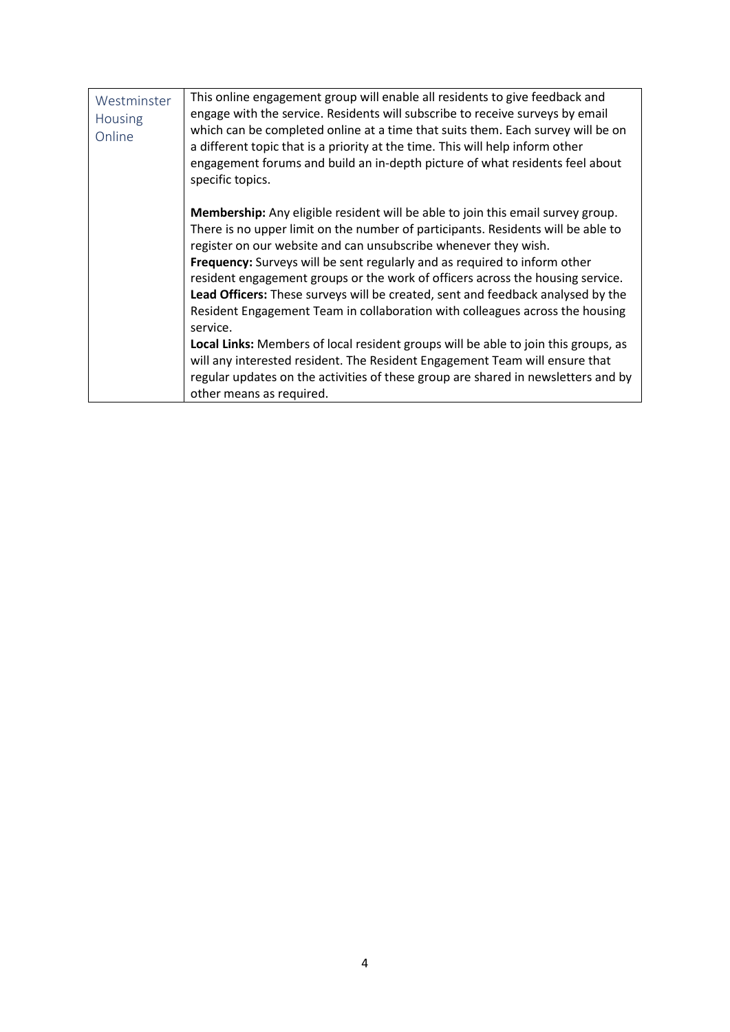| | |
|---|---|
| Westminster Housing Online | This online engagement group will enable all residents to give feedback and engage with the service. Residents will subscribe to receive surveys by email which can be completed online at a time that suits them. Each survey will be on a different topic that is a priority at the time. This will help inform other engagement forums and build an in-depth picture of what residents feel about specific topics.<br><br>**Membership:** Any eligible resident will be able to join this email survey group. There is no upper limit on the number of participants. Residents will be able to register on our website and can unsubscribe whenever they wish.<br>**Frequency:** Surveys will be sent regularly and as required to inform other resident engagement groups or the work of officers across the housing service.<br>**Lead Officers:** These surveys will be created, sent and feedback analysed by the Resident Engagement Team in collaboration with colleagues across the housing service.<br>**Local Links:** Members of local resident groups will be able to join this groups, as will any interested resident. The Resident Engagement Team will ensure that regular updates on the activities of these group are shared in newsletters and by other means as required. |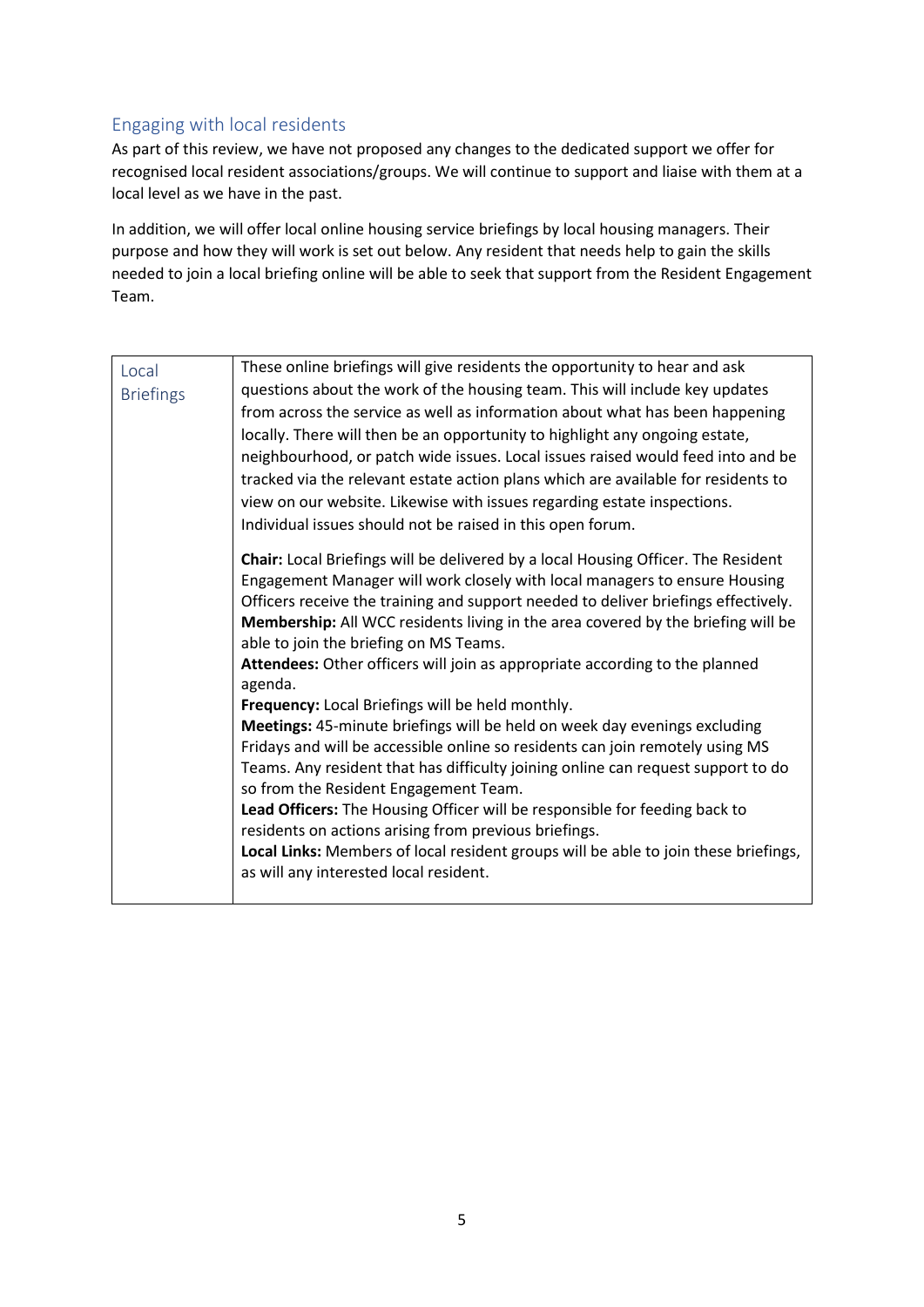## Engaging with local residents

As part of this review, we have not proposed any changes to the dedicated support we offer for recognised local resident associations/groups. We will continue to support and liaise with them at a local level as we have in the past.

In addition, we will offer local online housing service briefings by local housing managers. Their purpose and how they will work is set out below. Any resident that needs help to gain the skills needed to join a local briefing online will be able to seek that support from the Resident Engagement Team.

| Local Briefings | These online briefings will give residents the opportunity to hear and ask questions about the work of the housing team. This will include key updates from across the service as well as information about what has been happening locally. There will then be an opportunity to highlight any ongoing estate, neighbourhood, or patch wide issues. Local issues raised would feed into and be tracked via the relevant estate action plans which are available for residents to view on our website. Likewise with issues regarding estate inspections. Individual issues should not be raised in this open forum.<br><br>**Chair:** Local Briefings will be delivered by a local Housing Officer. The Resident Engagement Manager will work closely with local managers to ensure Housing Officers receive the training and support needed to deliver briefings effectively.<br>**Membership:** All WCC residents living in the area covered by the briefing will be able to join the briefing on MS Teams.<br>**Attendees:** Other officers will join as appropriate according to the planned agenda.<br>**Frequency:** Local Briefings will be held monthly.<br>**Meetings:** 45-minute briefings will be held on week day evenings excluding Fridays and will be accessible online so residents can join remotely using MS Teams. Any resident that has difficulty joining online can request support to do so from the Resident Engagement Team.<br>**Lead Officers:** The Housing Officer will be responsible for feeding back to residents on actions arising from previous briefings.<br>**Local Links:** Members of local resident groups will be able to join these briefings, as will any interested local resident. |
|---|---|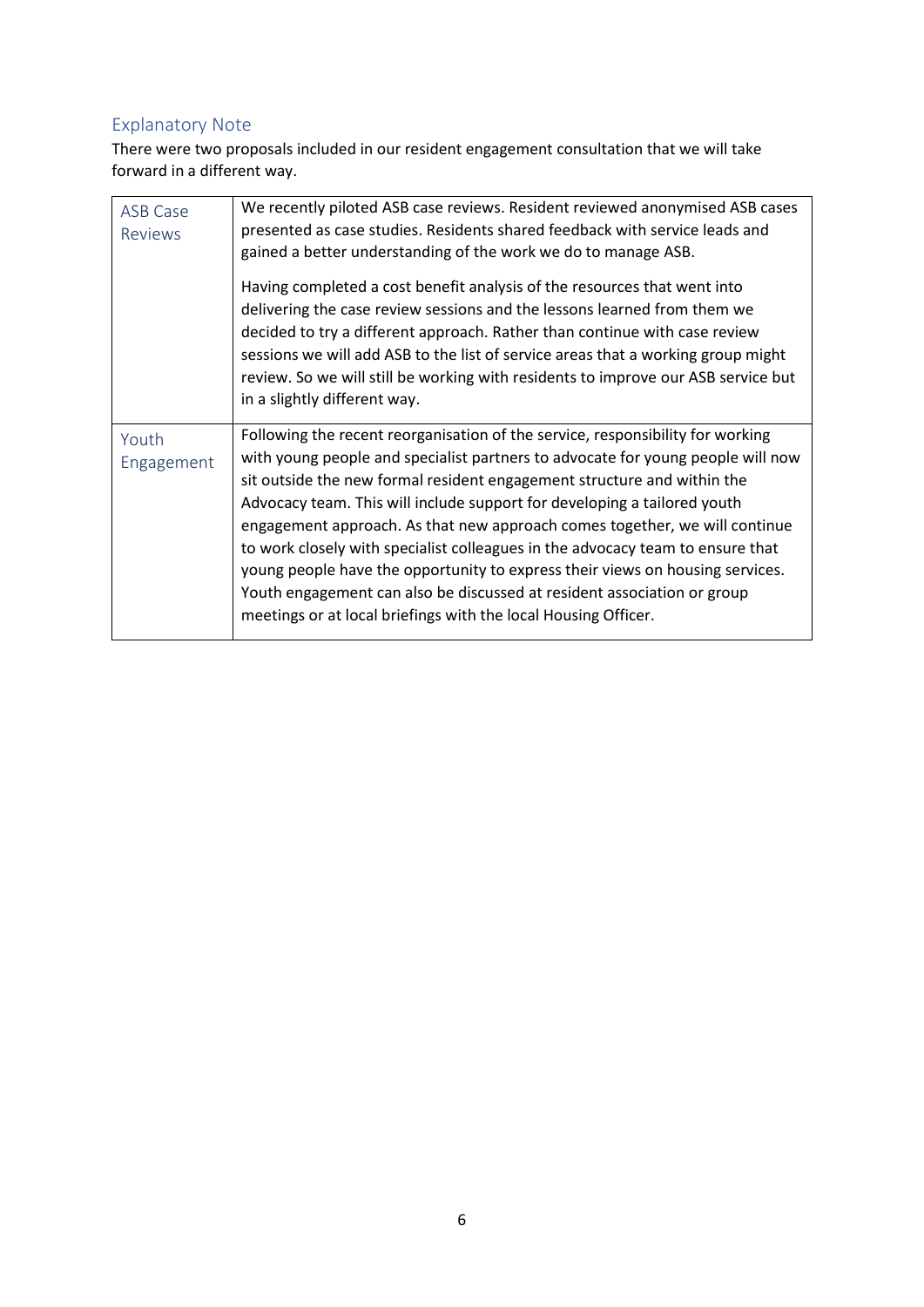## Explanatory Note

There were two proposals included in our resident engagement consultation that we will take forward in a different way.

| | |
|---|---|
| ASB Case Reviews | We recently piloted ASB case reviews. Resident reviewed anonymised ASB cases presented as case studies. Residents shared feedback with service leads and gained a better understanding of the work we do to manage ASB.<br><br>Having completed a cost benefit analysis of the resources that went into delivering the case review sessions and the lessons learned from them we decided to try a different approach. Rather than continue with case review sessions we will add ASB to the list of service areas that a working group might review. So we will still be working with residents to improve our ASB service but in a slightly different way. |
| Youth Engagement | Following the recent reorganisation of the service, responsibility for working with young people and specialist partners to advocate for young people will now sit outside the new formal resident engagement structure and within the Advocacy team. This will include support for developing a tailored youth engagement approach. As that new approach comes together, we will continue to work closely with specialist colleagues in the advocacy team to ensure that young people have the opportunity to express their views on housing services. Youth engagement can also be discussed at resident association or group meetings or at local briefings with the local Housing Officer. |